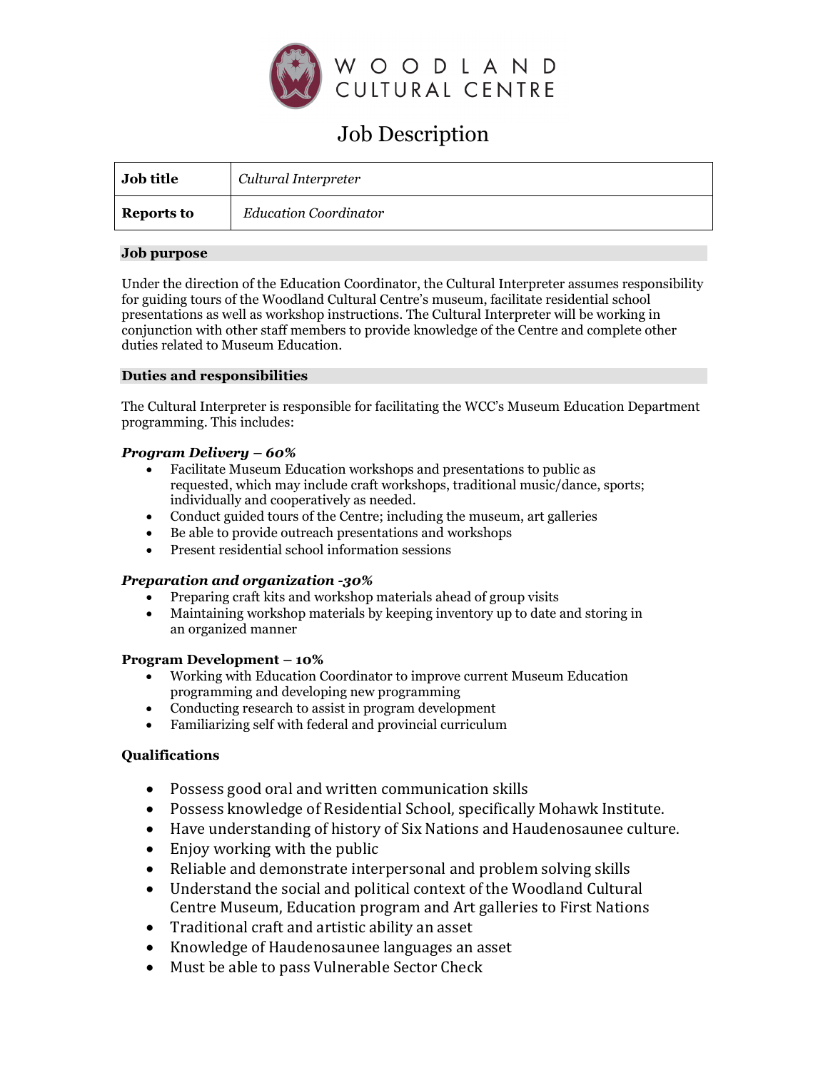WOODLAND CULTURAL CENTRE

# Job Description

| **Job title** | *Cultural Interpreter* |
|---|---|
| **Reports to** | *Education Coordinator* |

## Job purpose

Under the direction of the Education Coordinator, the Cultural Interpreter assumes responsibility for guiding tours of the Woodland Cultural Centre's museum, facilitate residential school presentations as well as workshop instructions. The Cultural Interpreter will be working in conjunction with other staff members to provide knowledge of the Centre and complete other duties related to Museum Education.

## Duties and responsibilities

The Cultural Interpreter is responsible for facilitating the WCC's Museum Education Department programming. This includes:

***Program Delivery – 60%***

- Facilitate Museum Education workshops and presentations to public as requested, which may include craft workshops, traditional music/dance, sports; individually and cooperatively as needed.
- Conduct guided tours of the Centre; including the museum, art galleries
- Be able to provide outreach presentations and workshops
- Present residential school information sessions

***Preparation and organization -30%***

- Preparing craft kits and workshop materials ahead of group visits
- Maintaining workshop materials by keeping inventory up to date and storing in an organized manner

**Program Development – 10%**

- Working with Education Coordinator to improve current Museum Education programming and developing new programming
- Conducting research to assist in program development
- Familiarizing self with federal and provincial curriculum

**Qualifications**

- Possess good oral and written communication skills
- Possess knowledge of Residential School, specifically Mohawk Institute.
- Have understanding of history of Six Nations and Haudenosaunee culture.
- Enjoy working with the public
- Reliable and demonstrate interpersonal and problem solving skills
- Understand the social and political context of the Woodland Cultural Centre Museum, Education program and Art galleries to First Nations
- Traditional craft and artistic ability an asset
- Knowledge of Haudenosaunee languages an asset
- Must be able to pass Vulnerable Sector Check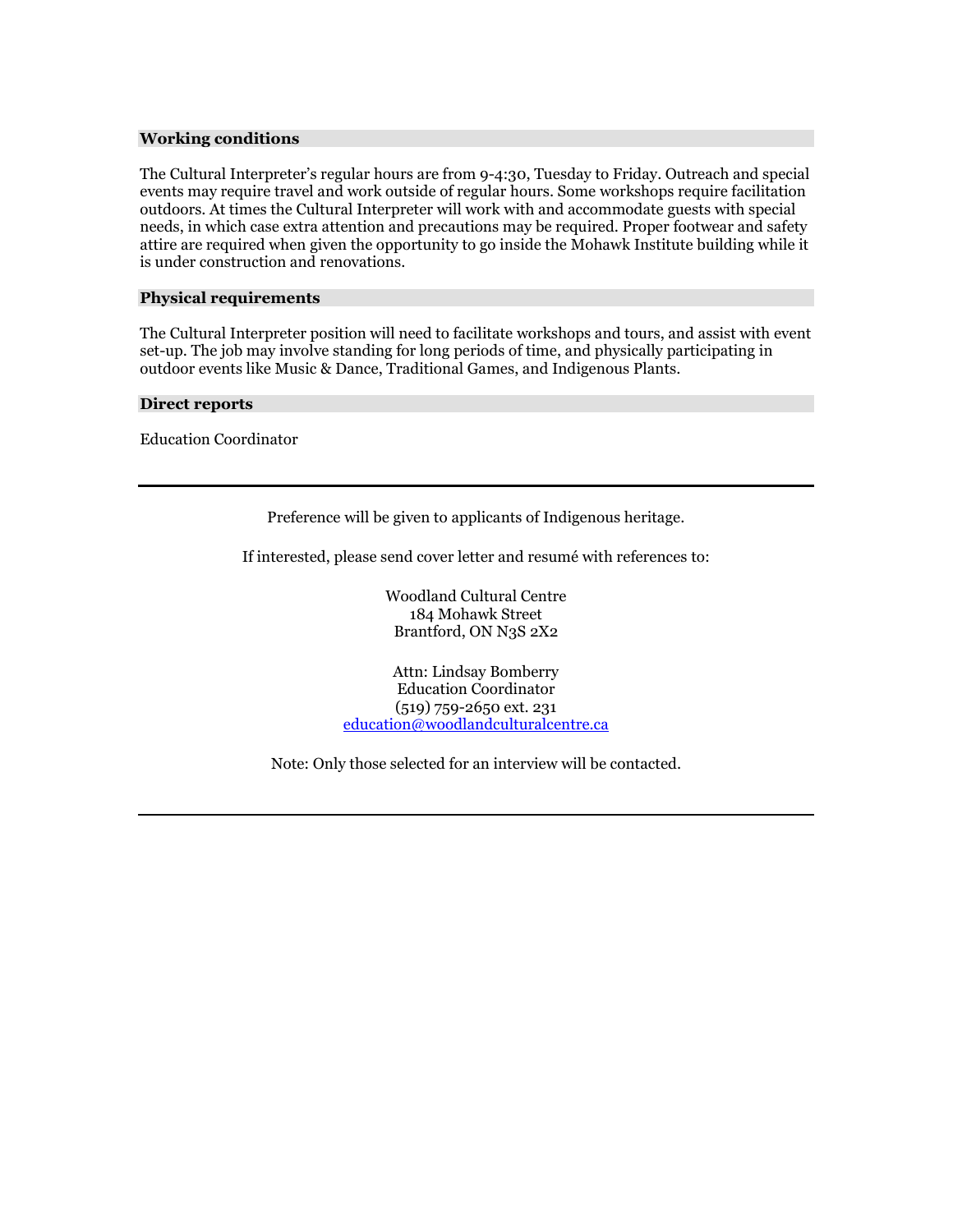## Working conditions

The Cultural Interpreter's regular hours are from 9-4:30, Tuesday to Friday. Outreach and special events may require travel and work outside of regular hours. Some workshops require facilitation outdoors. At times the Cultural Interpreter will work with and accommodate guests with special needs, in which case extra attention and precautions may be required. Proper footwear and safety attire are required when given the opportunity to go inside the Mohawk Institute building while it is under construction and renovations.

## Physical requirements

The Cultural Interpreter position will need to facilitate workshops and tours, and assist with event set-up. The job may involve standing for long periods of time, and physically participating in outdoor events like Music & Dance, Traditional Games, and Indigenous Plants.

## Direct reports

Education Coordinator

---

Preference will be given to applicants of Indigenous heritage.

If interested, please send cover letter and resumé with references to:

Woodland Cultural Centre
184 Mohawk Street
Brantford, ON N3S 2X2

Attn: Lindsay Bomberry
Education Coordinator
(519) 759-2650 ext. 231
education@woodlandculturalcentre.ca

Note: Only those selected for an interview will be contacted.

---